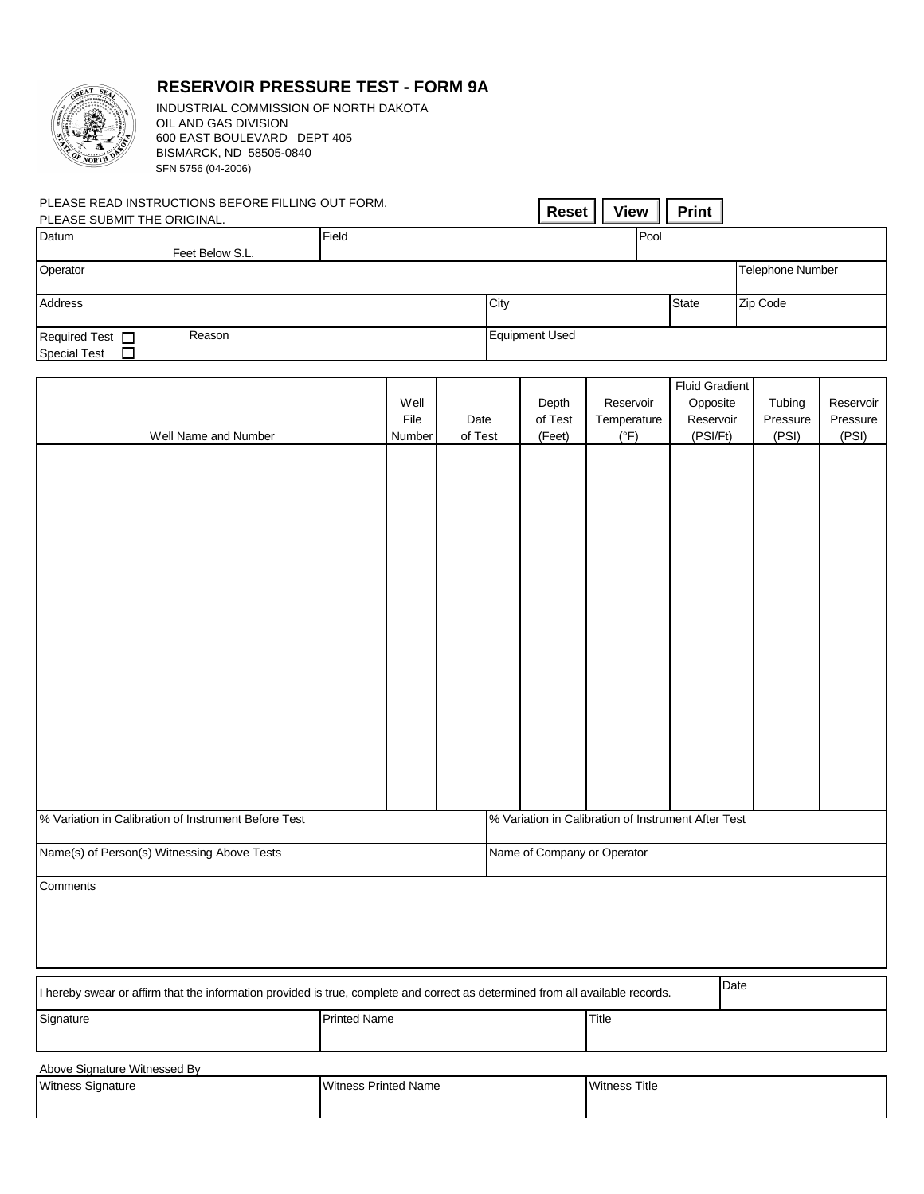# RESERVOIR PRESSURE TEST - FORM 9A

INDUSTRIAL COMMISSION OF NORTH DAKOTA
OIL AND GAS DIVISION
600 EAST BOULEVARD DEPT 405
BISMARCK, ND 58505-0840
SFN 5756 (04-2006)

PLEASE READ INSTRUCTIONS BEFORE FILLING OUT FORM.
PLEASE SUBMIT THE ORIGINAL.

Reset | View | Print

| Datum Feet Below S.L. | Field | | Pool |
|---|---|---|---|
| Operator | | | Telephone Number |
| Address | City | State | Zip Code |
| Required Test ☐ Special Test ☐ Reason | Equipment Used | | |

| Well Name and Number | Well File Number | Date of Test | Depth of Test (Feet) | Reservoir Temperature (°F) | Fluid Gradient Opposite Reservoir (PSI/Ft) | Tubing Pressure (PSI) | Reservoir Pressure (PSI) |
|---|---|---|---|---|---|---|---|
| | | | | | | | |

| % Variation in Calibration of Instrument Before Test | % Variation in Calibration of Instrument After Test |
|---|---|
| Name(s) of Person(s) Witnessing Above Tests | Name of Company or Operator |

Comments

| I hereby swear or affirm that the information provided is true, complete and correct as determined from all available records. | | Date |
|---|---|---|
| Signature | Printed Name | Title |

Above Signature Witnessed By

| Witness Signature | Witness Printed Name | Witness Title |
|---|---|---|
| | | |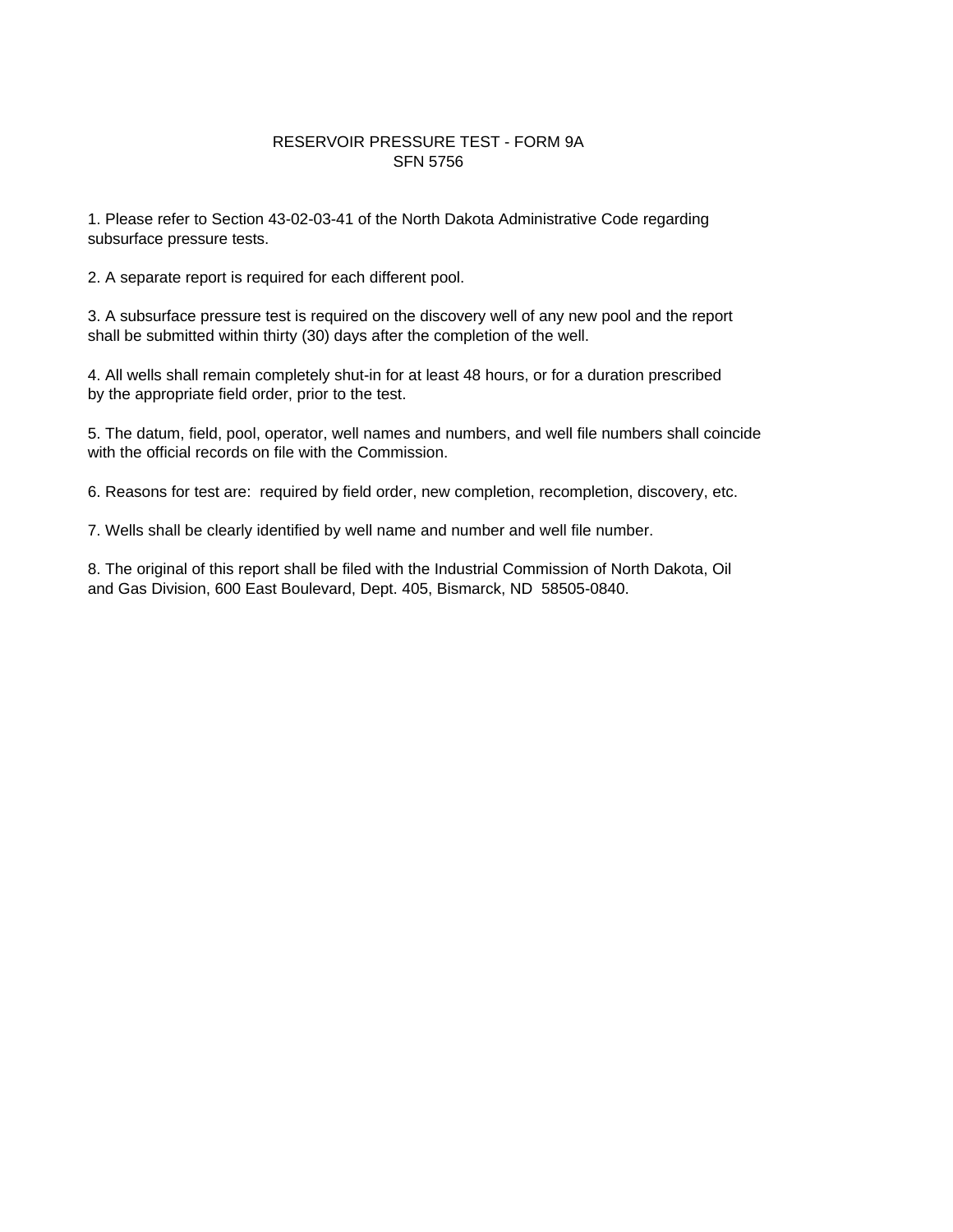# RESERVOIR PRESSURE TEST - FORM 9A
## SFN 5756

1. Please refer to Section 43-02-03-41 of the North Dakota Administrative Code regarding subsurface pressure tests.

2. A separate report is required for each different pool.

3. A subsurface pressure test is required on the discovery well of any new pool and the report shall be submitted within thirty (30) days after the completion of the well.

4. All wells shall remain completely shut-in for at least 48 hours, or for a duration prescribed by the appropriate field order, prior to the test.

5. The datum, field, pool, operator, well names and numbers, and well file numbers shall coincide with the official records on file with the Commission.

6. Reasons for test are: required by field order, new completion, recompletion, discovery, etc.

7. Wells shall be clearly identified by well name and number and well file number.

8. The original of this report shall be filed with the Industrial Commission of North Dakota, Oil and Gas Division, 600 East Boulevard, Dept. 405, Bismarck, ND 58505-0840.